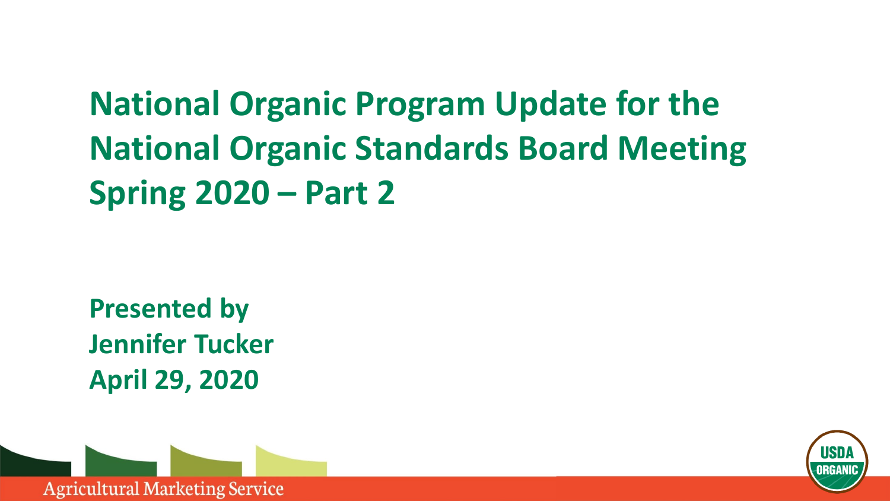# National Organic Program Update for the National Organic Standards Board Meeting Spring 2020 – Part 2

**Presented by**
**Jennifer Tucker**
**April 29, 2020**

Agricultural Marketing Service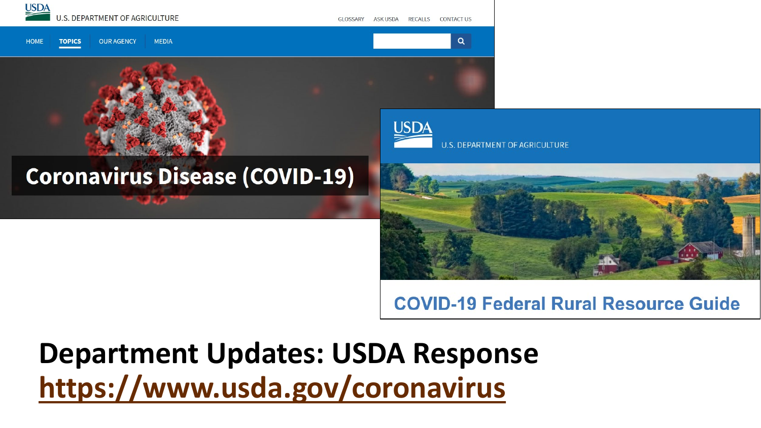USDA U.S. DEPARTMENT OF AGRICULTURE

GLOSSARY ASK USDA RECALLS CONTACT US

HOME TOPICS OUR AGENCY MEDIA

Coronavirus Disease (COVID-19)

USDA U.S. DEPARTMENT OF AGRICULTURE

COVID-19 Federal Rural Resource Guide

# Department Updates: USDA Response

https://www.usda.gov/coronavirus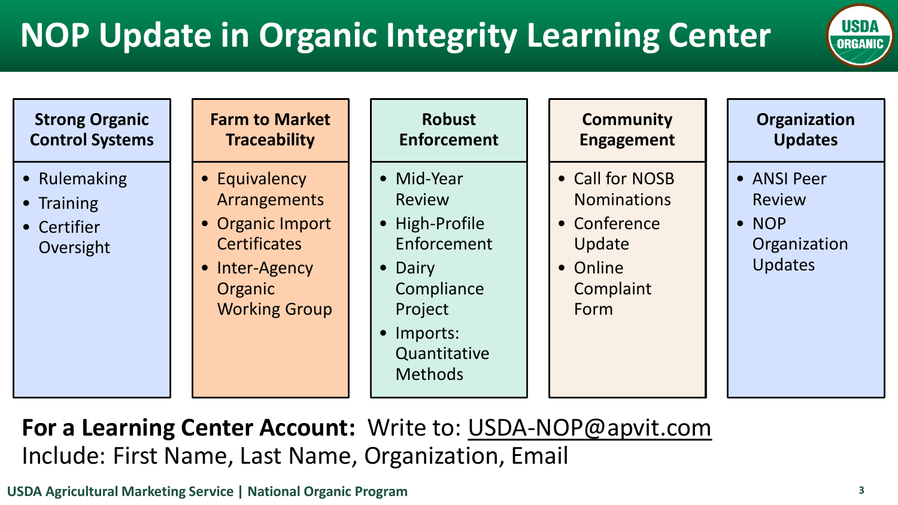# NOP Update in Organic Integrity Learning Center

### Strong Organic Control Systems

- Rulemaking
- Training
- Certifier Oversight

### Farm to Market Traceability

- Equivalency Arrangements
- Organic Import Certificates
- Inter-Agency Organic Working Group

### Robust Enforcement

- Mid-Year Review
- High-Profile Enforcement
- Dairy Compliance Project
- Imports: Quantitative Methods

### Community Engagement

- Call for NOSB Nominations
- Conference Update
- Online Complaint Form

### Organization Updates

- ANSI Peer Review
- NOP Organization Updates

**For a Learning Center Account:** Write to: USDA-NOP@apvit.com
Include: First Name, Last Name, Organization, Email

**USDA Agricultural Marketing Service | National Organic Program**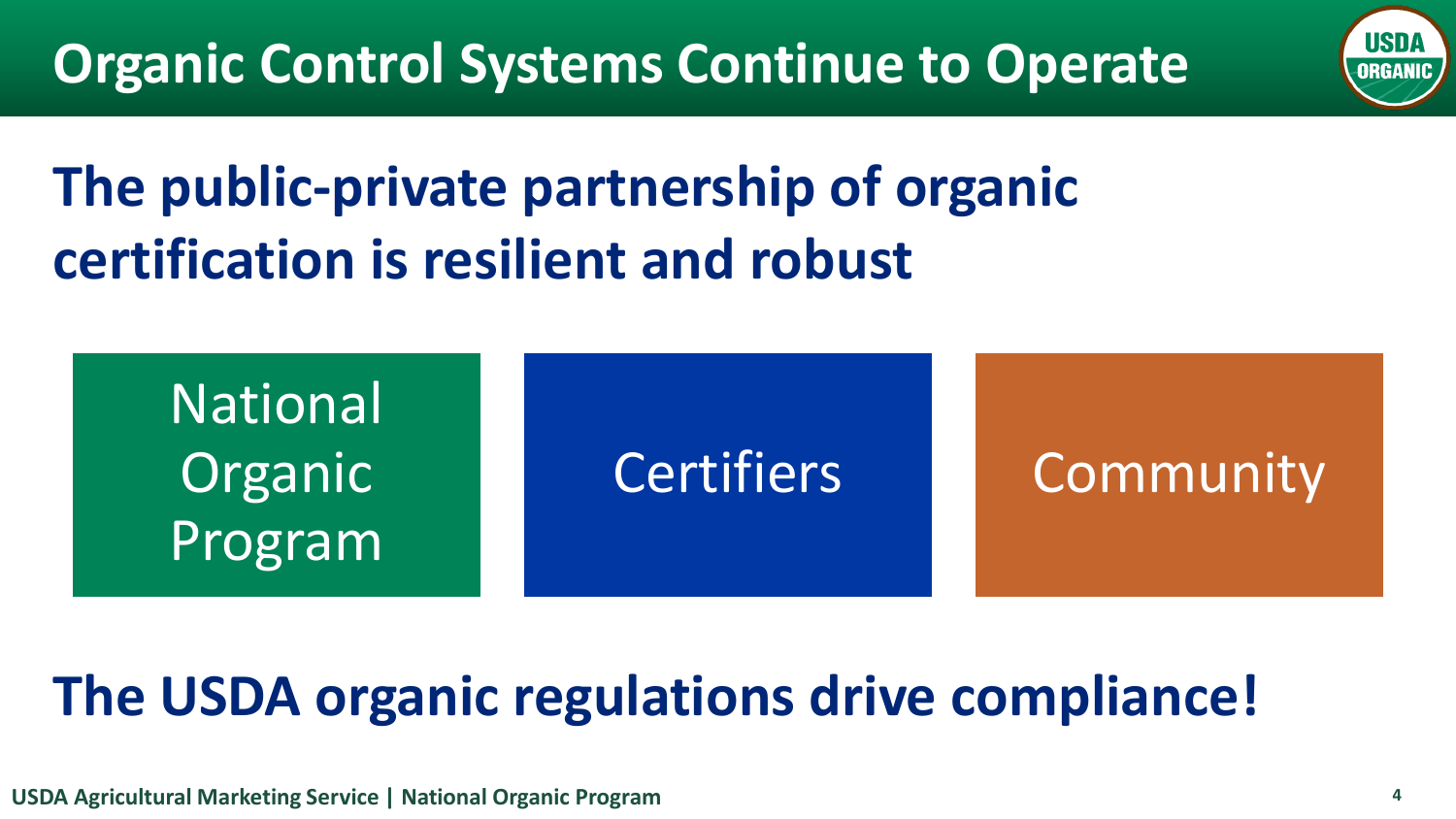# Organic Control Systems Continue to Operate

## The public-private partnership of organic certification is resilient and robust

- National Organic Program
- Certifiers
- Community

## The USDA organic regulations drive compliance!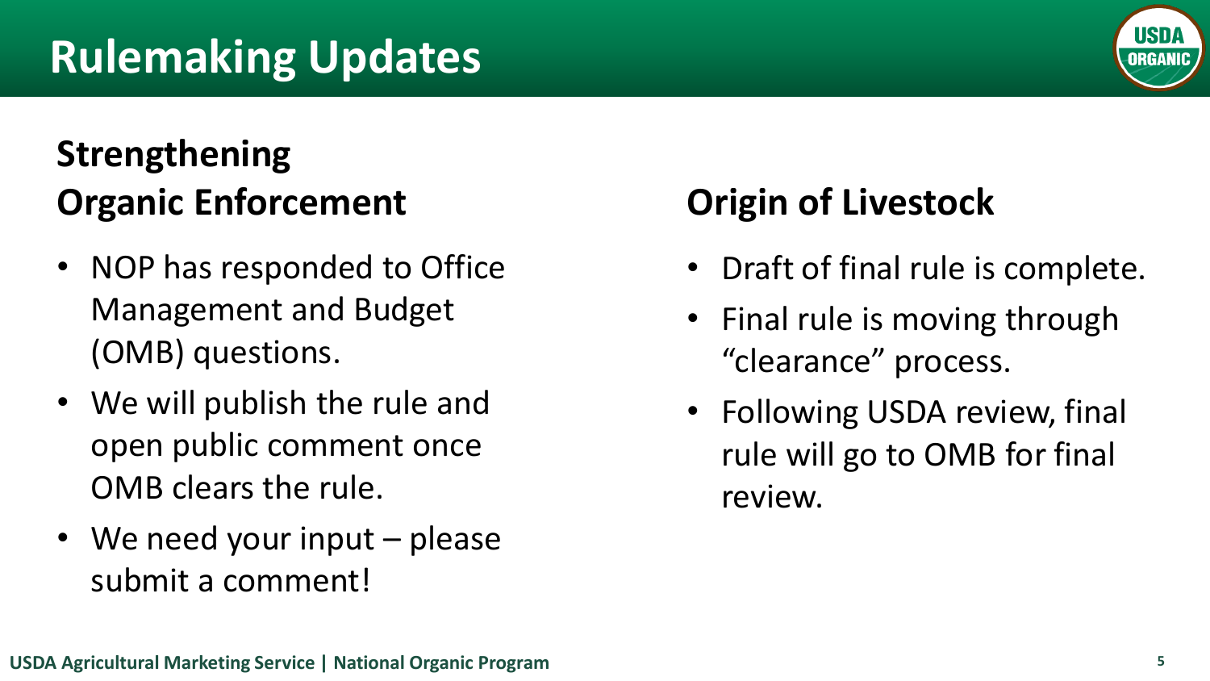# Rulemaking Updates

## Strengthening Organic Enforcement

- NOP has responded to Office Management and Budget (OMB) questions.
- We will publish the rule and open public comment once OMB clears the rule.
- We need your input – please submit a comment!

## Origin of Livestock

- Draft of final rule is complete.
- Final rule is moving through "clearance" process.
- Following USDA review, final rule will go to OMB for final review.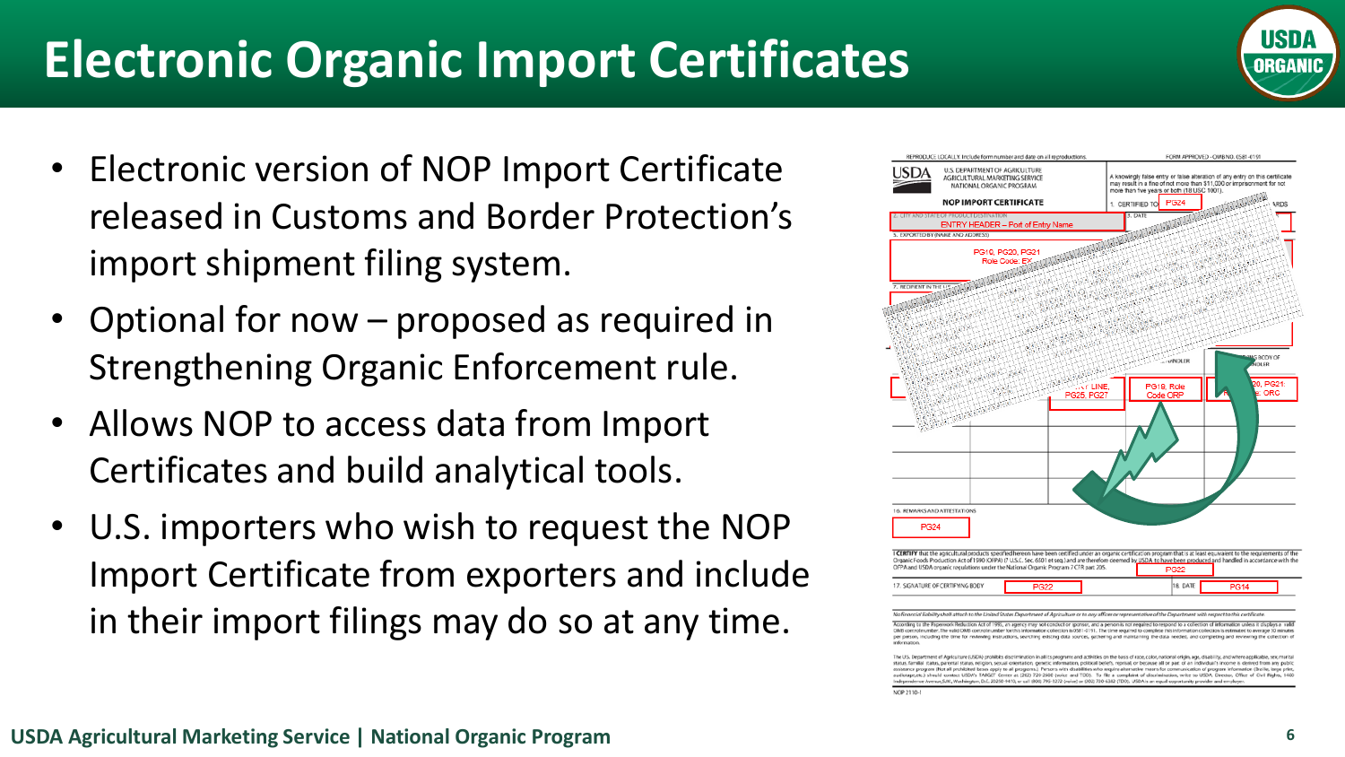# Electronic Organic Import Certificates

- Electronic version of NOP Import Certificate released in Customs and Border Protection's import shipment filing system.
- Optional for now – proposed as required in Strengthening Organic Enforcement rule.
- Allows NOP to access data from Import Certificates and build analytical tools.
- U.S. importers who wish to request the NOP Import Certificate from exporters and include in their import filings may do so at any time.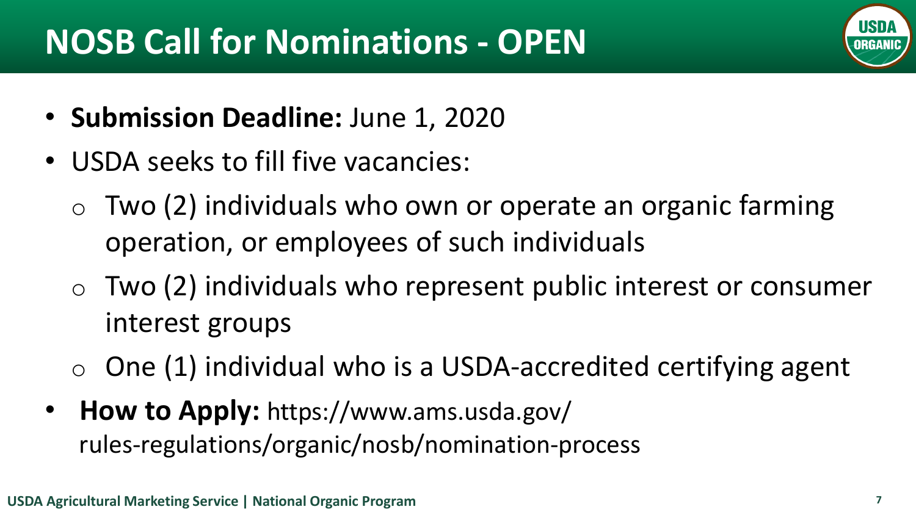# NOSB Call for Nominations - OPEN

- **Submission Deadline:** June 1, 2020
- USDA seeks to fill five vacancies:
  - Two (2) individuals who own or operate an organic farming operation, or employees of such individuals
  - Two (2) individuals who represent public interest or consumer interest groups
  - One (1) individual who is a USDA-accredited certifying agent
- **How to Apply:** https://www.ams.usda.gov/rules-regulations/organic/nosb/nomination-process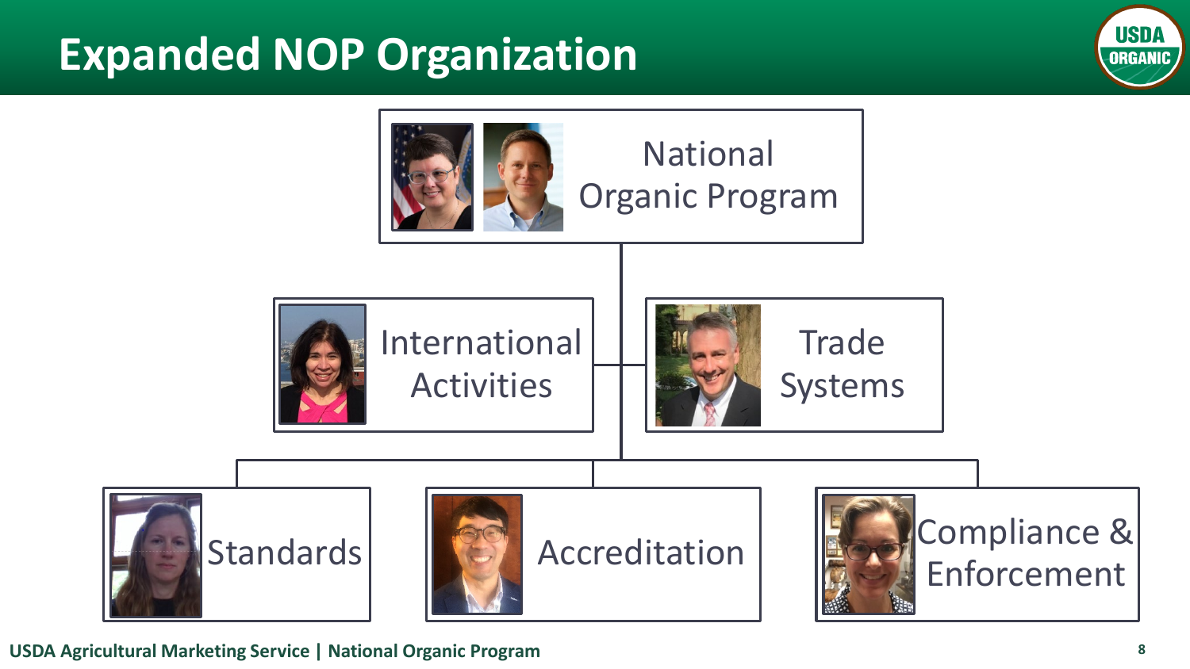# Expanded NOP Organization

National Organic Program

International Activities

Trade Systems

Standards

Accreditation

Compliance & Enforcement